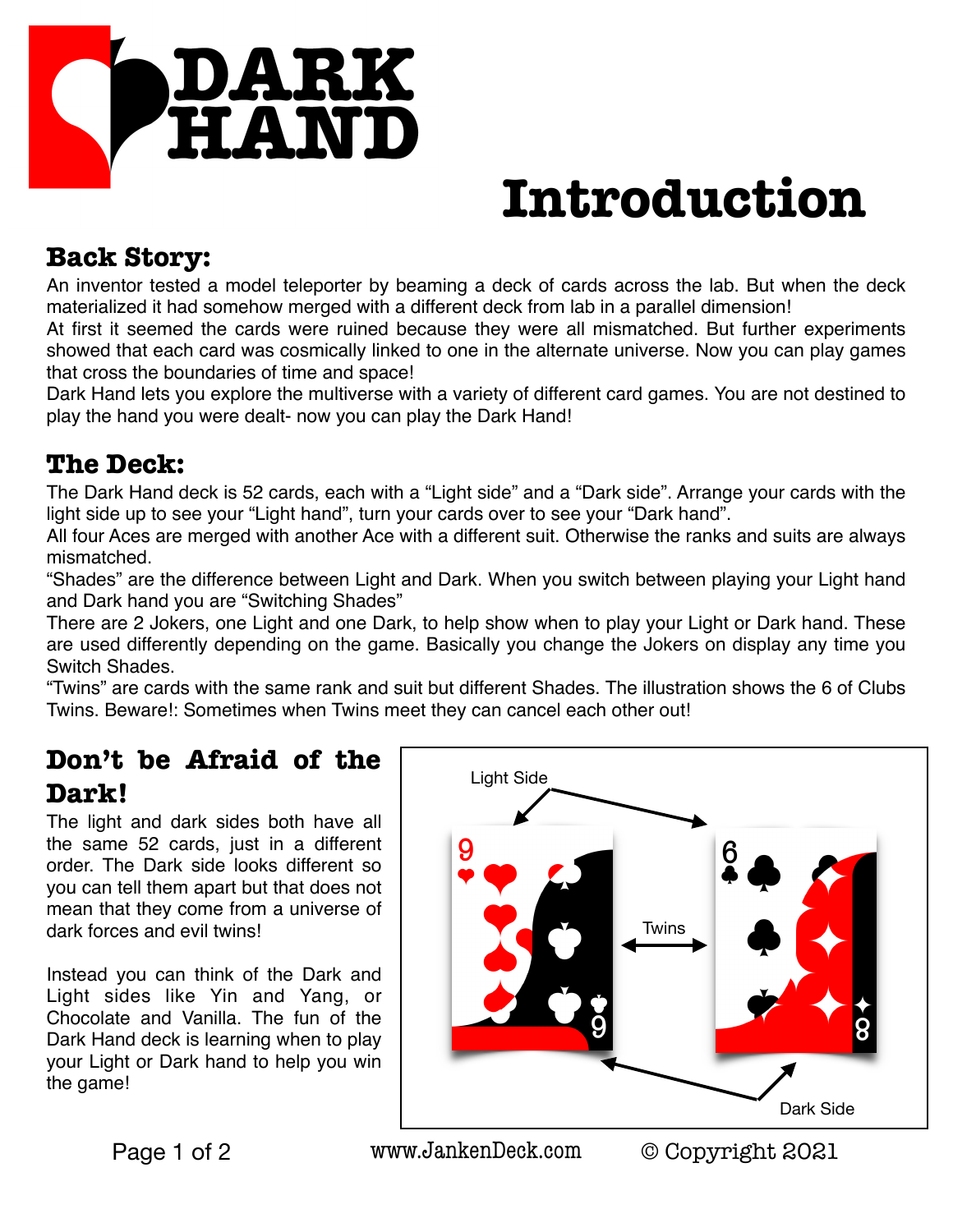# DARK HAND

# Introduction

## Back Story:

An inventor tested a model teleporter by beaming a deck of cards across the lab. But when the deck materialized it had somehow merged with a different deck from lab in a parallel dimension!

At first it seemed the cards were ruined because they were all mismatched. But further experiments showed that each card was cosmically linked to one in the alternate universe. Now you can play games that cross the boundaries of time and space!

Dark Hand lets you explore the multiverse with a variety of different card games. You are not destined to play the hand you were dealt- now you can play the Dark Hand!

## The Deck:

The Dark Hand deck is 52 cards, each with a "Light side" and a "Dark side". Arrange your cards with the light side up to see your "Light hand", turn your cards over to see your "Dark hand".

All four Aces are merged with another Ace with a different suit. Otherwise the ranks and suits are always mismatched.

"Shades" are the difference between Light and Dark. When you switch between playing your Light hand and Dark hand you are "Switching Shades"

There are 2 Jokers, one Light and one Dark, to help show when to play your Light or Dark hand. These are used differently depending on the game. Basically you change the Jokers on display any time you Switch Shades.

"Twins" are cards with the same rank and suit but different Shades. The illustration shows the 6 of Clubs Twins. Beware!: Sometimes when Twins meet they can cancel each other out!

## Don't be Afraid of the Dark!

The light and dark sides both have all the same 52 cards, just in a different order. The Dark side looks different so you can tell them apart but that does not mean that they come from a universe of dark forces and evil twins!

Instead you can think of the Dark and Light sides like Yin and Yang, or Chocolate and Vanilla. The fun of the Dark Hand deck is learning when to play your Light or Dark hand to help you win the game!

Light Side — Twins — Dark Side

www.JankenDeck.com © Copyright 2021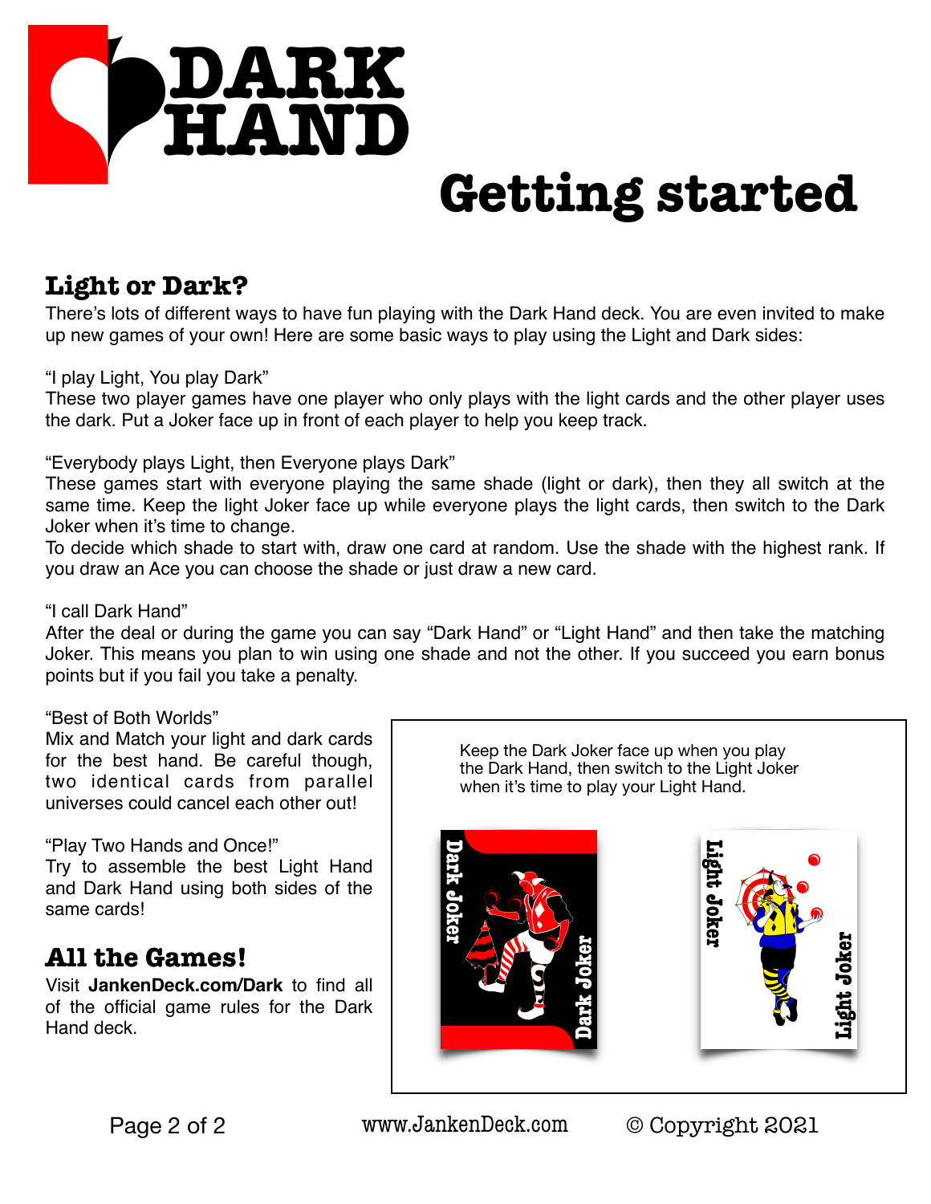# DARK HAND

# Getting started

## Light or Dark?

There's lots of different ways to have fun playing with the Dark Hand deck. You are even invited to make up new games of your own! Here are some basic ways to play using the Light and Dark sides:

"I play Light, You play Dark"
These two player games have one player who only plays with the light cards and the other player uses the dark. Put a Joker face up in front of each player to help you keep track.

"Everybody plays Light, then Everyone plays Dark"
These games start with everyone playing the same shade (light or dark), then they all switch at the same time. Keep the light Joker face up while everyone plays the light cards, then switch to the Dark Joker when it's time to change.
To decide which shade to start with, draw one card at random. Use the shade with the highest rank. If you draw an Ace you can choose the shade or just draw a new card.

"I call Dark Hand"
After the deal or during the game you can say "Dark Hand" or "Light Hand" and then take the matching Joker. This means you plan to win using one shade and not the other. If you succeed you earn bonus points but if you fail you take a penalty.

"Best of Both Worlds"
Mix and Match your light and dark cards for the best hand. Be careful though, two identical cards from parallel universes could cancel each other out!

"Play Two Hands and Once!"
Try to assemble the best Light Hand and Dark Hand using both sides of the same cards!

## All the Games!

Visit **JankenDeck.com/Dark** to find all of the official game rules for the Dark Hand deck.

Keep the Dark Joker face up when you play the Dark Hand, then switch to the Light Joker when it's time to play your Light Hand.

Dark Joker

Light Joker

www.JankenDeck.com © Copyright 2021